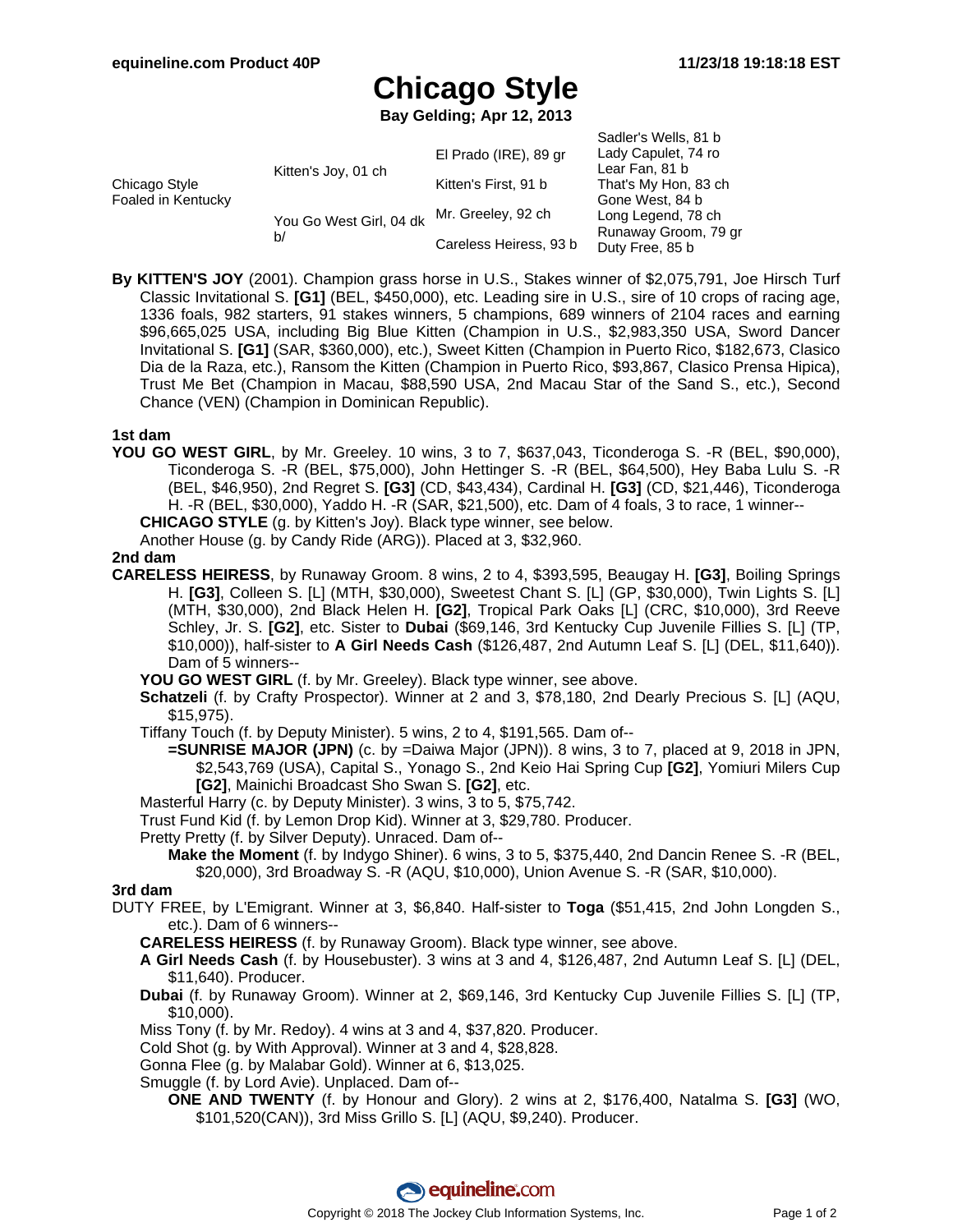# Chicago Style

**Bay Gelding; Apr 12, 2013**

| | | | |
|---|---|---|---|
| Chicago Style<br>Foaled in Kentucky | Kitten's Joy, 01 ch | El Prado (IRE), 89 gr | Sadler's Wells, 81 b |
| | | | Lady Capulet, 74 ro |
| | | Kitten's First, 91 b | Lear Fan, 81 b |
| | | | That's My Hon, 83 ch |
| | You Go West Girl, 04 dk b/ | Mr. Greeley, 92 ch | Gone West, 84 b |
| | | | Long Legend, 78 ch |
| | | Careless Heiress, 93 b | Runaway Groom, 79 gr |
| | | | Duty Free, 85 b |

**By KITTEN'S JOY** (2001). Champion grass horse in U.S., Stakes winner of $2,075,791, Joe Hirsch Turf Classic Invitational S. **[G1]** (BEL, $450,000), etc. Leading sire in U.S., sire of 10 crops of racing age, 1336 foals, 982 starters, 91 stakes winners, 5 champions, 689 winners of 2104 races and earning $96,665,025 USA, including Big Blue Kitten (Champion in U.S., $2,983,350 USA, Sword Dancer Invitational S. **[G1]** (SAR, $360,000), etc.), Sweet Kitten (Champion in Puerto Rico, $182,673, Clasico Dia de la Raza, etc.), Ransom the Kitten (Champion in Puerto Rico, $93,867, Clasico Prensa Hipica), Trust Me Bet (Champion in Macau, $88,590 USA, 2nd Macau Star of the Sand S., etc.), Second Chance (VEN) (Champion in Dominican Republic).

### 1st dam

**YOU GO WEST GIRL**, by Mr. Greeley. 10 wins, 3 to 7, $637,043, Ticonderoga S. -R (BEL, $90,000), Ticonderoga S. -R (BEL, $75,000), John Hettinger S. -R (BEL, $64,500), Hey Baba Lulu S. -R (BEL, $46,950), 2nd Regret S. **[G3]** (CD, $43,434), Cardinal H. **[G3]** (CD, $21,446), Ticonderoga H. -R (BEL, $30,000), Yaddo H. -R (SAR, $21,500), etc. Dam of 4 foals, 3 to race, 1 winner--

- **CHICAGO STYLE** (g. by Kitten's Joy). Black type winner, see below.
- Another House (g. by Candy Ride (ARG)). Placed at 3, $32,960.

### 2nd dam

**CARELESS HEIRESS**, by Runaway Groom. 8 wins, 2 to 4, $393,595, Beaugay H. **[G3]**, Boiling Springs H. **[G3]**, Colleen S. [L] (MTH, $30,000), Sweetest Chant S. [L] (GP, $30,000), Twin Lights S. [L] (MTH, $30,000), 2nd Black Helen H. **[G2]**, Tropical Park Oaks [L] (CRC, $10,000), 3rd Reeve Schley, Jr. S. **[G2]**, etc. Sister to **Dubai** ($69,146, 3rd Kentucky Cup Juvenile Fillies S. [L] (TP, $10,000)), half-sister to **A Girl Needs Cash** ($126,487, 2nd Autumn Leaf S. [L] (DEL, $11,640)). Dam of 5 winners--

- **YOU GO WEST GIRL** (f. by Mr. Greeley). Black type winner, see above.
- **Schatzeli** (f. by Crafty Prospector). Winner at 2 and 3, $78,180, 2nd Dearly Precious S. [L] (AQU, $15,975).
- Tiffany Touch (f. by Deputy Minister). 5 wins, 2 to 4, $191,565. Dam of--
  - **=SUNRISE MAJOR (JPN)** (c. by =Daiwa Major (JPN)). 8 wins, 3 to 7, placed at 9, 2018 in JPN, $2,543,769 (USA), Capital S., Yonago S., 2nd Keio Hai Spring Cup **[G2]**, Yomiuri Milers Cup **[G2]**, Mainichi Broadcast Sho Swan S. **[G2]**, etc.
- Masterful Harry (c. by Deputy Minister). 3 wins, 3 to 5, $75,742.
- Trust Fund Kid (f. by Lemon Drop Kid). Winner at 3, $29,780. Producer.
- Pretty Pretty (f. by Silver Deputy). Unraced. Dam of--
  - **Make the Moment** (f. by Indygo Shiner). 6 wins, 3 to 5, $375,440, 2nd Dancin Renee S. -R (BEL, $20,000), 3rd Broadway S. -R (AQU, $10,000), Union Avenue S. -R (SAR, $10,000).

### 3rd dam

DUTY FREE, by L'Emigrant. Winner at 3, $6,840. Half-sister to **Toga** ($51,415, 2nd John Longden S., etc.). Dam of 6 winners--

- **CARELESS HEIRESS** (f. by Runaway Groom). Black type winner, see above.
- **A Girl Needs Cash** (f. by Housebuster). 3 wins at 3 and 4, $126,487, 2nd Autumn Leaf S. [L] (DEL, $11,640). Producer.
- **Dubai** (f. by Runaway Groom). Winner at 2, $69,146, 3rd Kentucky Cup Juvenile Fillies S. [L] (TP, $10,000).
- Miss Tony (f. by Mr. Redoy). 4 wins at 3 and 4, $37,820. Producer.
- Cold Shot (g. by With Approval). Winner at 3 and 4, $28,828.
- Gonna Flee (g. by Malabar Gold). Winner at 6, $13,025.
- Smuggle (f. by Lord Avie). Unplaced. Dam of--
  - **ONE AND TWENTY** (f. by Honour and Glory). 2 wins at 2, $176,400, Natalma S. **[G3]** (WO, $101,520(CAN)), 3rd Miss Grillo S. [L] (AQU, $9,240). Producer.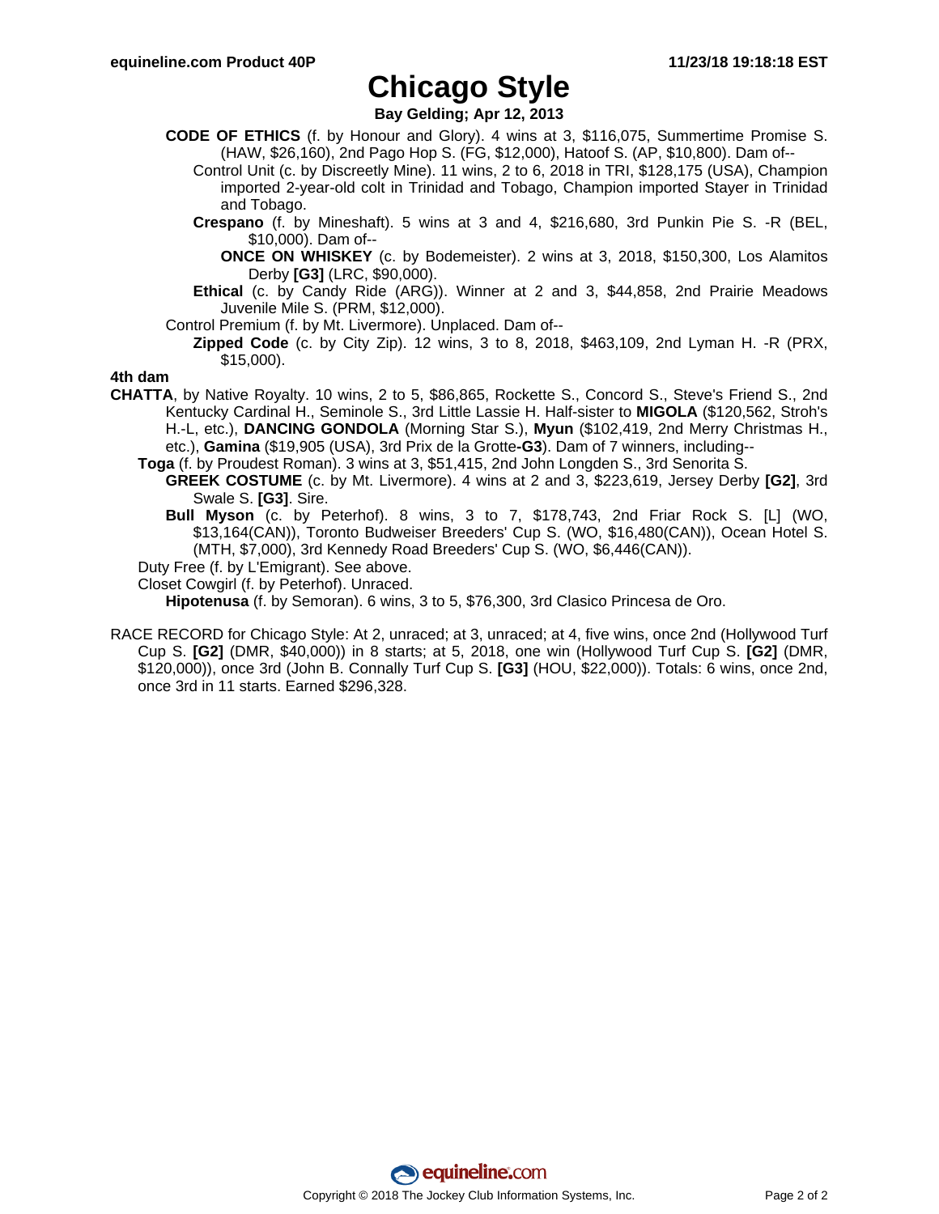# Chicago Style

**Bay Gelding; Apr 12, 2013**

**CODE OF ETHICS** (f. by Honour and Glory). 4 wins at 3, $116,075, Summertime Promise S. (HAW, $26,160), 2nd Pago Hop S. (FG, $12,000), Hatoof S. (AP, $10,800). Dam of--

Control Unit (c. by Discreetly Mine). 11 wins, 2 to 6, 2018 in TRI, $128,175 (USA), Champion imported 2-year-old colt in Trinidad and Tobago, Champion imported Stayer in Trinidad and Tobago.

**Crespano** (f. by Mineshaft). 5 wins at 3 and 4, $216,680, 3rd Punkin Pie S. -R (BEL, $10,000). Dam of--

**ONCE ON WHISKEY** (c. by Bodemeister). 2 wins at 3, 2018, $150,300, Los Alamitos Derby **[G3]** (LRC, $90,000).

**Ethical** (c. by Candy Ride (ARG)). Winner at 2 and 3, $44,858, 2nd Prairie Meadows Juvenile Mile S. (PRM, $12,000).

Control Premium (f. by Mt. Livermore). Unplaced. Dam of--

**Zipped Code** (c. by City Zip). 12 wins, 3 to 8, 2018, $463,109, 2nd Lyman H. -R (PRX, $15,000).

**4th dam**

**CHATTA**, by Native Royalty. 10 wins, 2 to 5, $86,865, Rockette S., Concord S., Steve's Friend S., 2nd Kentucky Cardinal H., Seminole S., 3rd Little Lassie H. Half-sister to **MIGOLA** ($120,562, Stroh's H.-L, etc.), **DANCING GONDOLA** (Morning Star S.), **Myun** ($102,419, 2nd Merry Christmas H., etc.), **Gamina** ($19,905 (USA), 3rd Prix de la Grotte**-G3**). Dam of 7 winners, including--

**Toga** (f. by Proudest Roman). 3 wins at 3, $51,415, 2nd John Longden S., 3rd Senorita S.

**GREEK COSTUME** (c. by Mt. Livermore). 4 wins at 2 and 3, $223,619, Jersey Derby **[G2]**, 3rd Swale S. **[G3]**. Sire.

**Bull Myson** (c. by Peterhof). 8 wins, 3 to 7, $178,743, 2nd Friar Rock S. [L] (WO, $13,164(CAN)), Toronto Budweiser Breeders' Cup S. (WO, $16,480(CAN)), Ocean Hotel S. (MTH, $7,000), 3rd Kennedy Road Breeders' Cup S. (WO, $6,446(CAN)).

Duty Free (f. by L'Emigrant). See above.

Closet Cowgirl (f. by Peterhof). Unraced.

**Hipotenusa** (f. by Semoran). 6 wins, 3 to 5, $76,300, 3rd Clasico Princesa de Oro.

RACE RECORD for Chicago Style: At 2, unraced; at 3, unraced; at 4, five wins, once 2nd (Hollywood Turf Cup S. **[G2]** (DMR, $40,000)) in 8 starts; at 5, 2018, one win (Hollywood Turf Cup S. **[G2]** (DMR, $120,000)), once 3rd (John B. Connally Turf Cup S. **[G3]** (HOU, $22,000)). Totals: 6 wins, once 2nd, once 3rd in 11 starts. Earned $296,328.